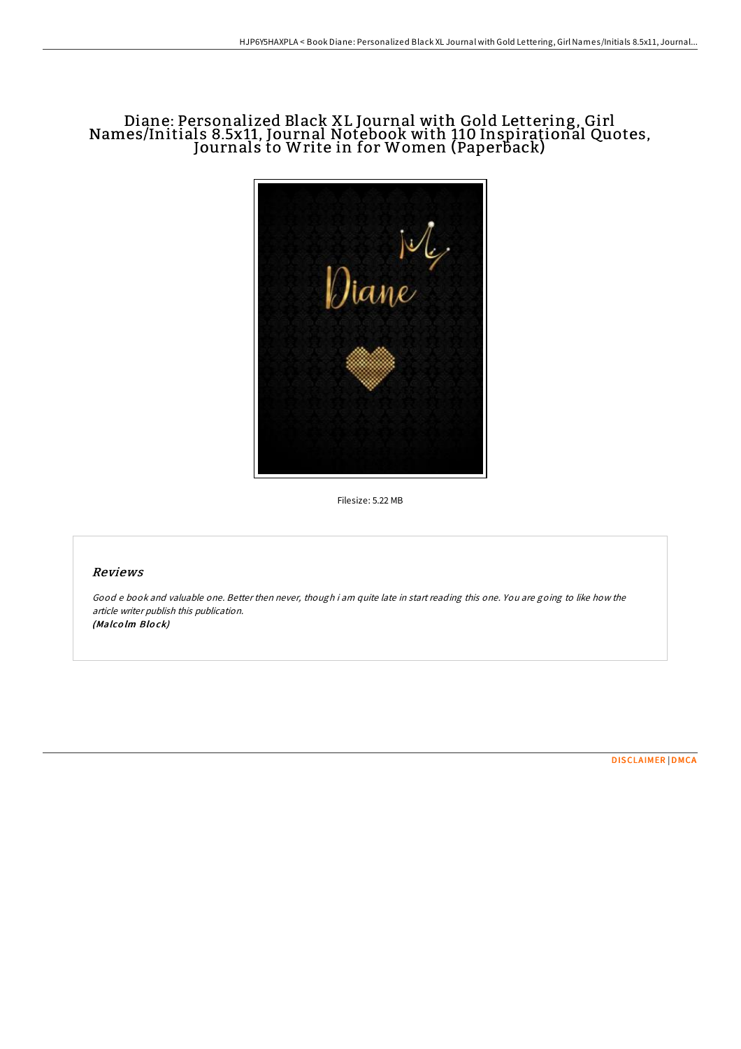# Diane: Personalized Black XL Journal with Gold Lettering, Girl Names/Initials 8.5x11, Journal Notebook with 110 Inspirational Quotes, Journals to Write in for Women (Paperback)

Filesize: 5.22 MB

## Reviews

*Good e book and valuable one. Better then never, though i am quite late in start reading this one. You are going to like how the article writer publish this publication.*
***(Malcolm Block)***

DISCLAIMER | DMCA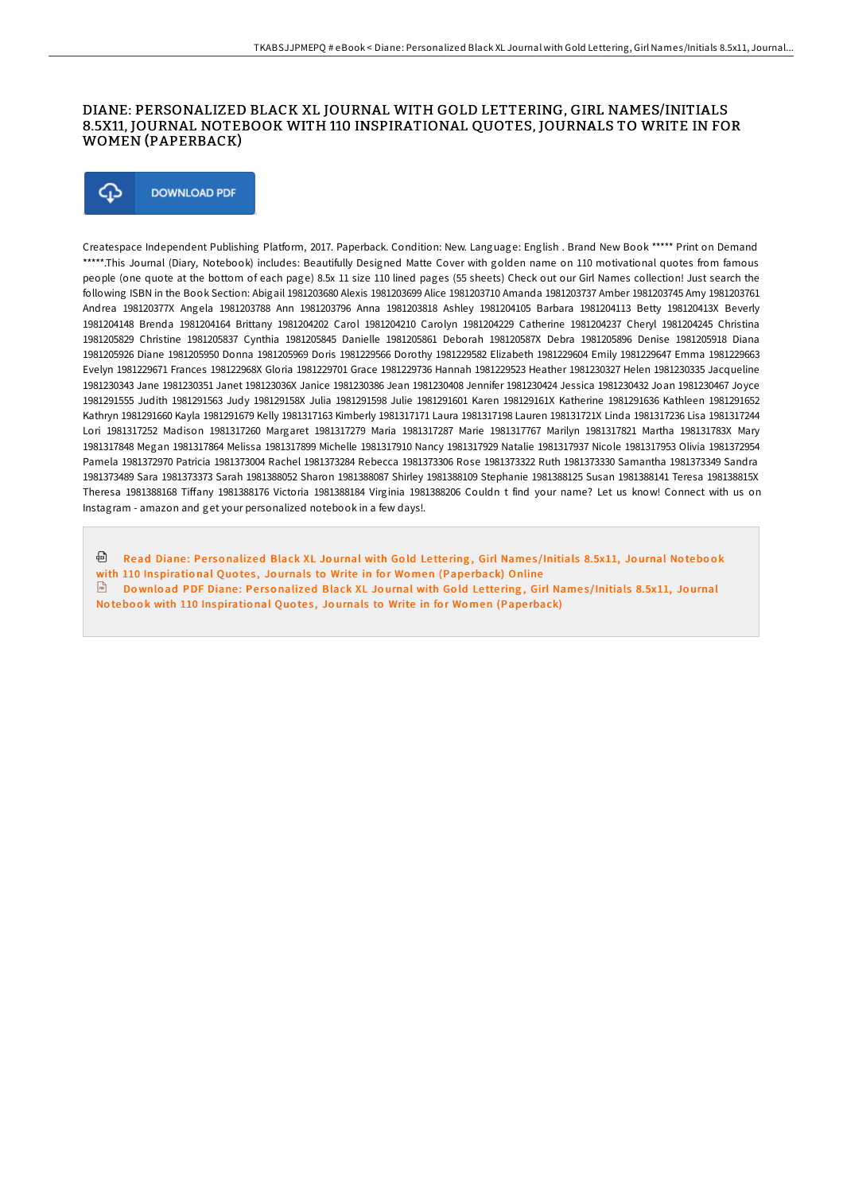# DIANE: PERSONALIZED BLACK XL JOURNAL WITH GOLD LETTERING, GIRL NAMES/INITIALS 8.5X11, JOURNAL NOTEBOOK WITH 110 INSPIRATIONAL QUOTES, JOURNALS TO WRITE IN FOR WOMEN (PAPERBACK)

DOWNLOAD PDF

Createspace Independent Publishing Platform, 2017. Paperback. Condition: New. Language: English . Brand New Book ***** Print on Demand *****.This Journal (Diary, Notebook) includes: Beautifully Designed Matte Cover with golden name on 110 motivational quotes from famous people (one quote at the bottom of each page) 8.5x 11 size 110 lined pages (55 sheets) Check out our Girl Names collection! Just search the following ISBN in the Book Section: Abigail 1981203680 Alexis 1981203699 Alice 1981203710 Amanda 1981203737 Amber 1981203745 Amy 1981203761 Andrea 198120377X Angela 1981203788 Ann 1981203796 Anna 1981203818 Ashley 1981204105 Barbara 1981204113 Betty 198120413X Beverly 1981204148 Brenda 1981204164 Brittany 1981204202 Carol 1981204210 Carolyn 1981204229 Catherine 1981204237 Cheryl 1981204245 Christina 1981205829 Christine 1981205837 Cynthia 1981205845 Danielle 1981205861 Deborah 198120587X Debra 1981205896 Denise 1981205918 Diana 1981205926 Diane 1981205950 Donna 1981205969 Doris 1981229566 Dorothy 1981229582 Elizabeth 1981229604 Emily 1981229647 Emma 1981229663 Evelyn 1981229671 Frances 198122968X Gloria 1981229701 Grace 1981229736 Hannah 1981229523 Heather 1981230327 Helen 1981230335 Jacqueline 1981230343 Jane 1981230351 Janet 198123036X Janice 1981230386 Jean 1981230408 Jennifer 1981230424 Jessica 1981230432 Joan 1981230467 Joyce 1981291555 Judith 1981291563 Judy 198129158X Julia 1981291598 Julie 1981291601 Karen 198129161X Katherine 1981291636 Kathleen 1981291652 Kathryn 1981291660 Kayla 1981291679 Kelly 1981317163 Kimberly 1981317171 Laura 1981317198 Lauren 198131721X Linda 1981317236 Lisa 1981317244 Lori 1981317252 Madison 1981317260 Margaret 1981317279 Maria 1981317287 Marie 1981317767 Marilyn 1981317821 Martha 198131783X Mary 1981317848 Megan 1981317864 Melissa 1981317899 Michelle 1981317910 Nancy 1981317929 Natalie 1981317937 Nicole 1981317953 Olivia 1981372954 Pamela 1981372970 Patricia 1981373004 Rachel 1981373284 Rebecca 1981373306 Rose 1981373322 Ruth 1981373330 Samantha 1981373349 Sandra 1981373489 Sara 1981373373 Sarah 1981388052 Sharon 1981388087 Shirley 1981388109 Stephanie 1981388125 Susan 1981388141 Teresa 198138815X Theresa 1981388168 Tiffany 1981388176 Victoria 1981388184 Virginia 1981388206 Couldn t find your name? Let us know! Connect with us on Instagram - amazon and get your personalized notebook in a few days!.

Read Diane: Personalized Black XL Journal with Gold Lettering, Girl Names/Initials 8.5x11, Journal Notebook with 110 Inspirational Quotes, Journals to Write in for Women (Paperback) Online

Download PDF Diane: Personalized Black XL Journal with Gold Lettering, Girl Names/Initials 8.5x11, Journal Notebook with 110 Inspirational Quotes, Journals to Write in for Women (Paperback)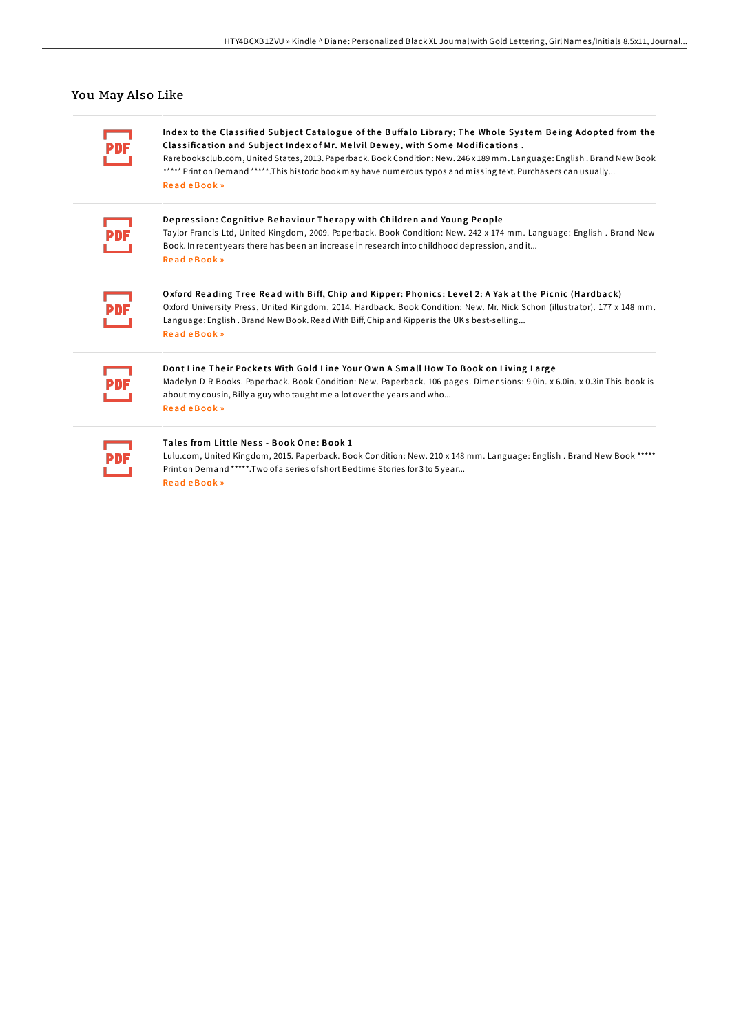## You May Also Like

**Index to the Classified Subject Catalogue of the Buffalo Library; The Whole System Being Adopted from the Classification and Subject Index of Mr. Melvil Dewey, with Some Modifications .**

Rarebooksclub.com, United States, 2013. Paperback. Book Condition: New. 246 x 189 mm. Language: English . Brand New Book ***** Print on Demand *****.This historic book may have numerous typos and missing text. Purchasers can usually...

Read eBook »

**Depression: Cognitive Behaviour Therapy with Children and Young People**

Taylor Francis Ltd, United Kingdom, 2009. Paperback. Book Condition: New. 242 x 174 mm. Language: English . Brand New Book. In recent years there has been an increase in research into childhood depression, and it...

Read eBook »

**Oxford Reading Tree Read with Biff, Chip and Kipper: Phonics: Level 2: A Yak at the Picnic (Hardback)**

Oxford University Press, United Kingdom, 2014. Hardback. Book Condition: New. Mr. Nick Schon (illustrator). 177 x 148 mm. Language: English . Brand New Book. Read With Biff, Chip and Kipper is the UKs best-selling...

Read eBook »

**Dont Line Their Pockets With Gold Line Your Own A Small How To Book on Living Large**

Madelyn D R Books. Paperback. Book Condition: New. Paperback. 106 pages. Dimensions: 9.0in. x 6.0in. x 0.3in.This book is about my cousin, Billy a guy who taught me a lot over the years and who...

Read eBook »

**Tales from Little Ness - Book One: Book 1**

Lulu.com, United Kingdom, 2015. Paperback. Book Condition: New. 210 x 148 mm. Language: English . Brand New Book ***** Print on Demand *****.Two of a series of short Bedtime Stories for 3 to 5 year...

Read eBook »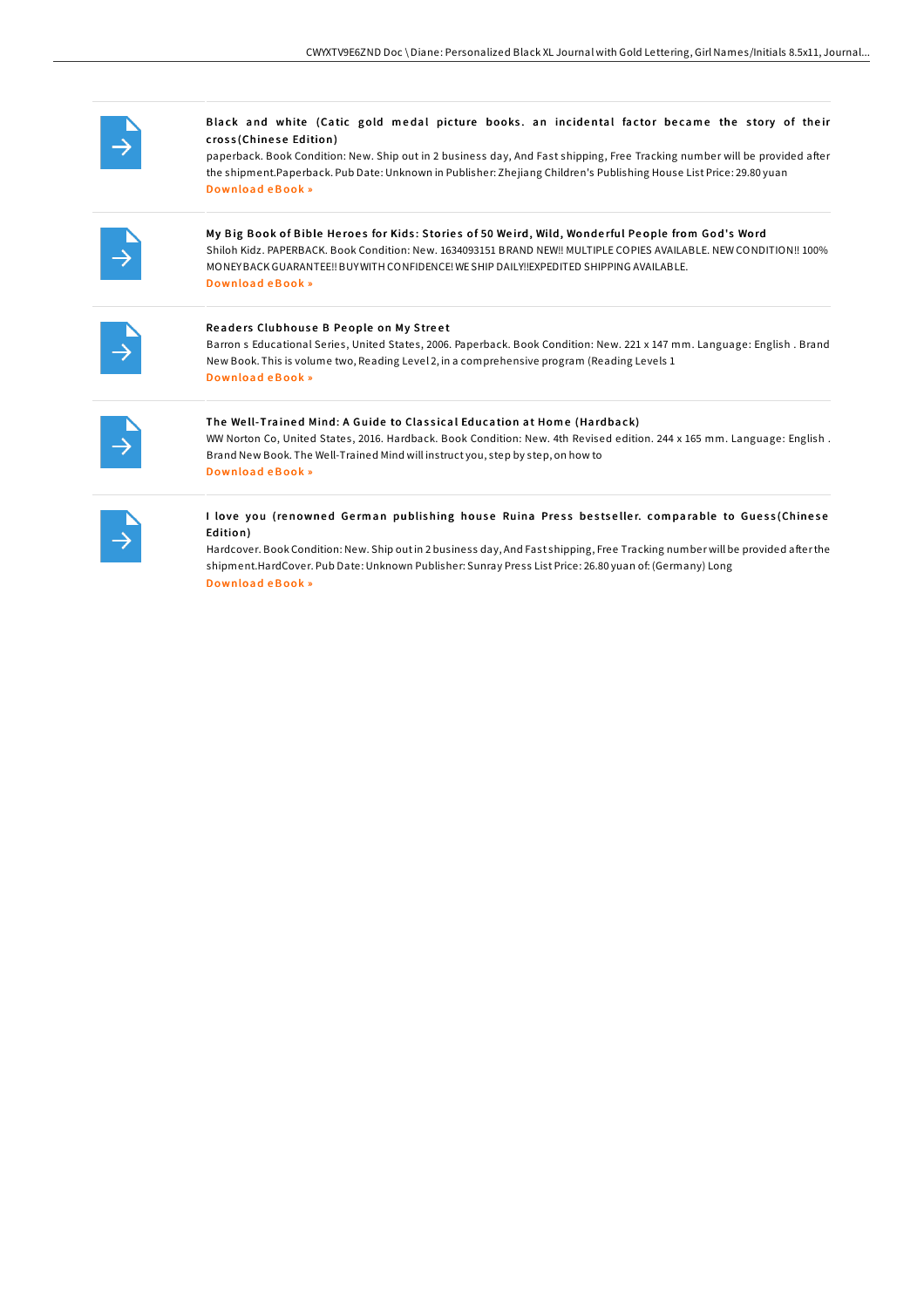**Black and white (Catic gold medal picture books. an incidental factor became the story of their cross(Chinese Edition)**

paperback. Book Condition: New. Ship out in 2 business day, And Fast shipping, Free Tracking number will be provided after the shipment.Paperback. Pub Date: Unknown in Publisher: Zhejiang Children's Publishing House List Price: 29.80 yuan

Download eBook »

**My Big Book of Bible Heroes for Kids: Stories of 50 Weird, Wild, Wonderful People from God's Word**

Shiloh Kidz. PAPERBACK. Book Condition: New. 1634093151 BRAND NEW!! MULTIPLE COPIES AVAILABLE. NEW CONDITION!! 100% MONEY BACK GUARANTEE!! BUY WITH CONFIDENCE! WE SHIP DAILY!!EXPEDITED SHIPPING AVAILABLE.

Download eBook »

**Readers Clubhouse B People on My Street**

Barron s Educational Series, United States, 2006. Paperback. Book Condition: New. 221 x 147 mm. Language: English . Brand New Book. This is volume two, Reading Level 2, in a comprehensive program (Reading Levels 1

Download eBook »

**The Well-Trained Mind: A Guide to Classical Education at Home (Hardback)**

WW Norton Co, United States, 2016. Hardback. Book Condition: New. 4th Revised edition. 244 x 165 mm. Language: English . Brand New Book. The Well-Trained Mind will instruct you, step by step, on how to

Download eBook »

**I love you (renowned German publishing house Ruina Press bestseller. comparable to Guess(Chinese Edition)**

Hardcover. Book Condition: New. Ship out in 2 business day, And Fast shipping, Free Tracking number will be provided after the shipment.HardCover. Pub Date: Unknown Publisher: Sunray Press List Price: 26.80 yuan of: (Germany) Long

Download eBook »